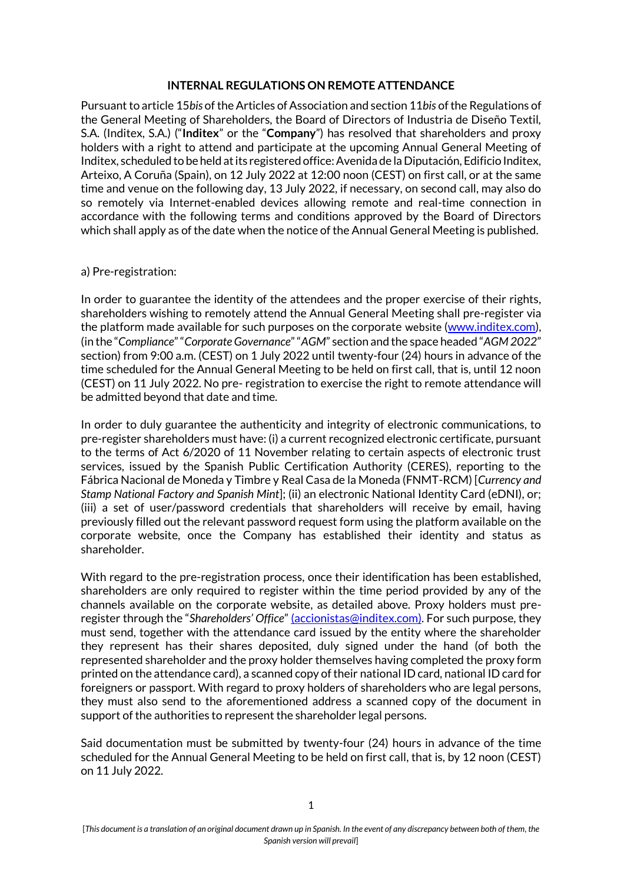**INTERNAL REGULATIONS ON REMOTE ATTENDANCE**

Pursuant to article 15*bis* of the Articles of Association and section 11*bis* of the Regulations of the General Meeting of Shareholders, the Board of Directors of Industria de Diseño Textil, S.A. (Inditex, S.A.) ("**Inditex**" or the "**Company**") has resolved that shareholders and proxy holders with a right to attend and participate at the upcoming Annual General Meeting of Inditex, scheduled to be held at its registered office: Avenida de la Diputación, Edificio Inditex, Arteixo, A Coruña (Spain), on 12 July 2022 at 12:00 noon (CEST) on first call, or at the same time and venue on the following day, 13 July 2022, if necessary, on second call, may also do so remotely via Internet-enabled devices allowing remote and real-time connection in accordance with the following terms and conditions approved by the Board of Directors which shall apply as of the date when the notice of the Annual General Meeting is published.

a) Pre-registration:

In order to guarantee the identity of the attendees and the proper exercise of their rights, shareholders wishing to remotely attend the Annual General Meeting shall pre-register via the platform made available for such purposes on the corporate website (www.inditex.com), (in the "*Compliance*" "*Corporate Governance*" "*AGM*" section and the space headed "*AGM 2022*" section) from 9:00 a.m. (CEST) on 1 July 2022 until twenty-four (24) hours in advance of the time scheduled for the Annual General Meeting to be held on first call, that is, until 12 noon (CEST) on 11 July 2022. No pre- registration to exercise the right to remote attendance will be admitted beyond that date and time.

In order to duly guarantee the authenticity and integrity of electronic communications, to pre-register shareholders must have: (i) a current recognized electronic certificate, pursuant to the terms of Act 6/2020 of 11 November relating to certain aspects of electronic trust services, issued by the Spanish Public Certification Authority (CERES), reporting to the Fábrica Nacional de Moneda y Timbre y Real Casa de la Moneda (FNMT-RCM) [*Currency and Stamp National Factory and Spanish Mint*]; (ii) an electronic National Identity Card (eDNI), or; (iii) a set of user/password credentials that shareholders will receive by email, having previously filled out the relevant password request form using the platform available on the corporate website, once the Company has established their identity and status as shareholder.

With regard to the pre-registration process, once their identification has been established, shareholders are only required to register within the time period provided by any of the channels available on the corporate website, as detailed above. Proxy holders must pre-register through the "*Shareholders' Office*" (accionistas@inditex.com). For such purpose, they must send, together with the attendance card issued by the entity where the shareholder they represent has their shares deposited, duly signed under the hand (of both the represented shareholder and the proxy holder themselves having completed the proxy form printed on the attendance card), a scanned copy of their national ID card, national ID card for foreigners or passport. With regard to proxy holders of shareholders who are legal persons, they must also send to the aforementioned address a scanned copy of the document in support of the authorities to represent the shareholder legal persons.

Said documentation must be submitted by twenty-four (24) hours in advance of the time scheduled for the Annual General Meeting to be held on first call, that is, by 12 noon (CEST) on 11 July 2022.

[*This document is a translation of an original document drawn up in Spanish. In the event of any discrepancy between both of them, the Spanish version will prevail*]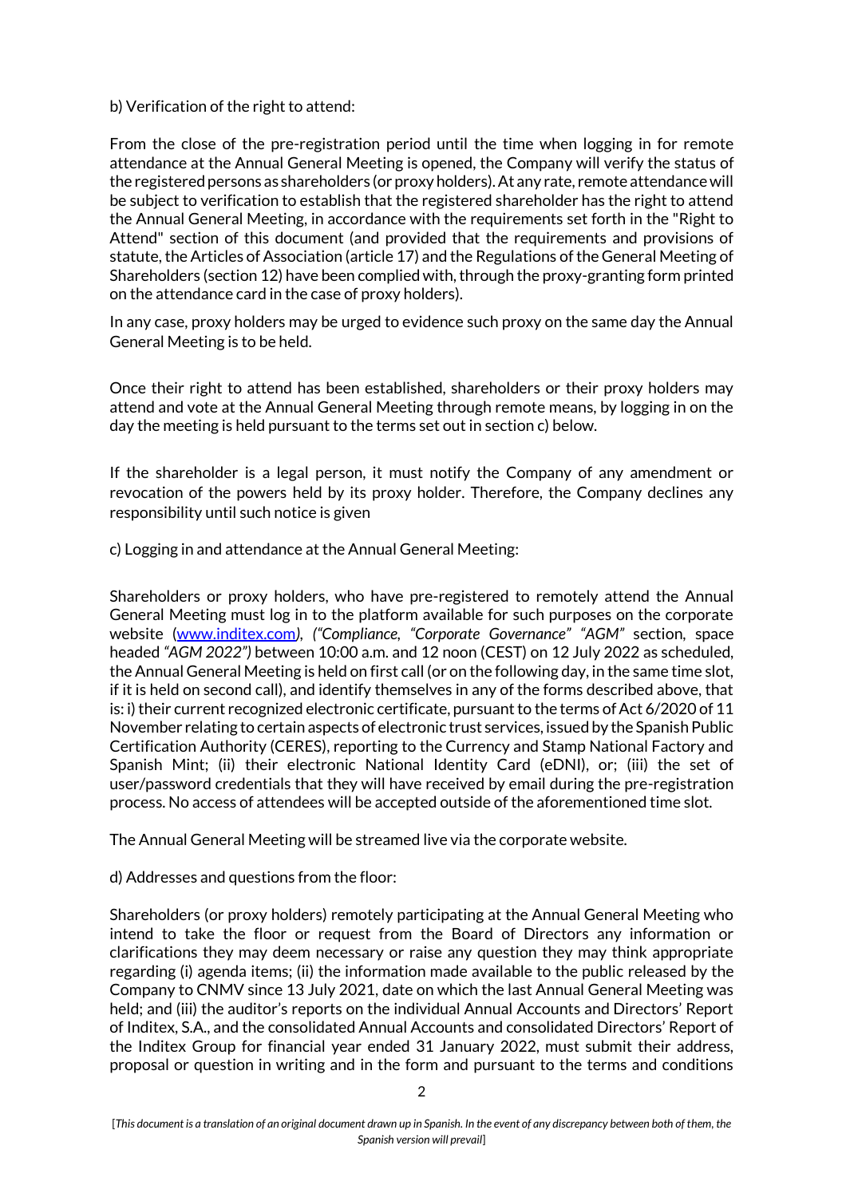b) Verification of the right to attend:

From the close of the pre-registration period until the time when logging in for remote attendance at the Annual General Meeting is opened, the Company will verify the status of the registered persons as shareholders (or proxy holders). At any rate, remote attendance will be subject to verification to establish that the registered shareholder has the right to attend the Annual General Meeting, in accordance with the requirements set forth in the "Right to Attend" section of this document (and provided that the requirements and provisions of statute, the Articles of Association (article 17) and the Regulations of the General Meeting of Shareholders (section 12) have been complied with, through the proxy-granting form printed on the attendance card in the case of proxy holders).

In any case, proxy holders may be urged to evidence such proxy on the same day the Annual General Meeting is to be held.

Once their right to attend has been established, shareholders or their proxy holders may attend and vote at the Annual General Meeting through remote means, by logging in on the day the meeting is held pursuant to the terms set out in section c) below.

If the shareholder is a legal person, it must notify the Company of any amendment or revocation of the powers held by its proxy holder. Therefore, the Company declines any responsibility until such notice is given

c) Logging in and attendance at the Annual General Meeting:

Shareholders or proxy holders, who have pre-registered to remotely attend the Annual General Meeting must log in to the platform available for such purposes on the corporate website ([www.inditex.com](www.inditex.com)*), ("Compliance, "Corporate Governance" "AGM"* section, space headed *"AGM 2022")* between 10:00 a.m. and 12 noon (CEST) on 12 July 2022 as scheduled, the Annual General Meeting is held on first call (or on the following day, in the same time slot, if it is held on second call), and identify themselves in any of the forms described above, that is: i) their current recognized electronic certificate, pursuant to the terms of Act 6/2020 of 11 November relating to certain aspects of electronic trust services, issued by the Spanish Public Certification Authority (CERES), reporting to the Currency and Stamp National Factory and Spanish Mint; (ii) their electronic National Identity Card (eDNI), or; (iii) the set of user/password credentials that they will have received by email during the pre-registration process. No access of attendees will be accepted outside of the aforementioned time slot.

The Annual General Meeting will be streamed live via the corporate website.

d) Addresses and questions from the floor:

Shareholders (or proxy holders) remotely participating at the Annual General Meeting who intend to take the floor or request from the Board of Directors any information or clarifications they may deem necessary or raise any question they may think appropriate regarding (i) agenda items; (ii) the information made available to the public released by the Company to CNMV since 13 July 2021, date on which the last Annual General Meeting was held; and (iii) the auditor's reports on the individual Annual Accounts and Directors' Report of Inditex, S.A., and the consolidated Annual Accounts and consolidated Directors' Report of the Inditex Group for financial year ended 31 January 2022, must submit their address, proposal or question in writing and in the form and pursuant to the terms and conditions

[*This document is a translation of an original document drawn up in Spanish. In the event of any discrepancy between both of them, the Spanish version will prevail*]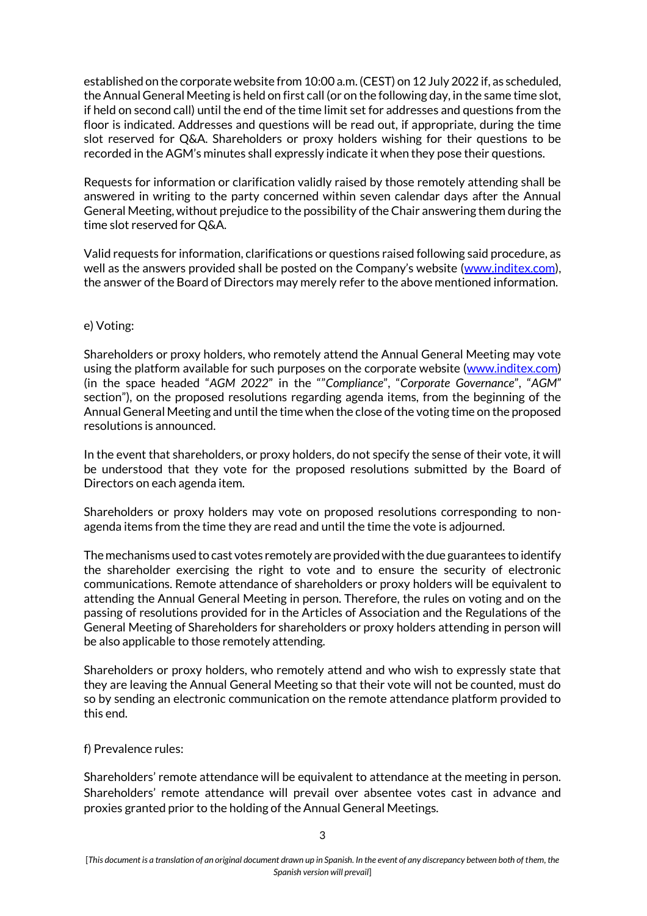established on the corporate website from 10:00 a.m. (CEST) on 12 July 2022 if, as scheduled, the Annual General Meeting is held on first call (or on the following day, in the same time slot, if held on second call) until the end of the time limit set for addresses and questions from the floor is indicated. Addresses and questions will be read out, if appropriate, during the time slot reserved for Q&A. Shareholders or proxy holders wishing for their questions to be recorded in the AGM's minutes shall expressly indicate it when they pose their questions.

Requests for information or clarification validly raised by those remotely attending shall be answered in writing to the party concerned within seven calendar days after the Annual General Meeting, without prejudice to the possibility of the Chair answering them during the time slot reserved for Q&A.

Valid requests for information, clarifications or questions raised following said procedure, as well as the answers provided shall be posted on the Company's website (www.inditex.com), the answer of the Board of Directors may merely refer to the above mentioned information.

e) Voting:

Shareholders or proxy holders, who remotely attend the Annual General Meeting may vote using the platform available for such purposes on the corporate website (www.inditex.com) (in the space headed "*AGM 2022*" in the ""*Compliance*", "*Corporate Governance*", "*AGM*" section"), on the proposed resolutions regarding agenda items, from the beginning of the Annual General Meeting and until the time when the close of the voting time on the proposed resolutions is announced.

In the event that shareholders, or proxy holders, do not specify the sense of their vote, it will be understood that they vote for the proposed resolutions submitted by the Board of Directors on each agenda item.

Shareholders or proxy holders may vote on proposed resolutions corresponding to non-agenda items from the time they are read and until the time the vote is adjourned.

The mechanisms used to cast votes remotely are provided with the due guarantees to identify the shareholder exercising the right to vote and to ensure the security of electronic communications. Remote attendance of shareholders or proxy holders will be equivalent to attending the Annual General Meeting in person. Therefore, the rules on voting and on the passing of resolutions provided for in the Articles of Association and the Regulations of the General Meeting of Shareholders for shareholders or proxy holders attending in person will be also applicable to those remotely attending.

Shareholders or proxy holders, who remotely attend and who wish to expressly state that they are leaving the Annual General Meeting so that their vote will not be counted, must do so by sending an electronic communication on the remote attendance platform provided to this end.

f) Prevalence rules:

Shareholders' remote attendance will be equivalent to attendance at the meeting in person. Shareholders' remote attendance will prevail over absentee votes cast in advance and proxies granted prior to the holding of the Annual General Meetings.

[*This document is a translation of an original document drawn up in Spanish. In the event of any discrepancy between both of them, the Spanish version will prevail*]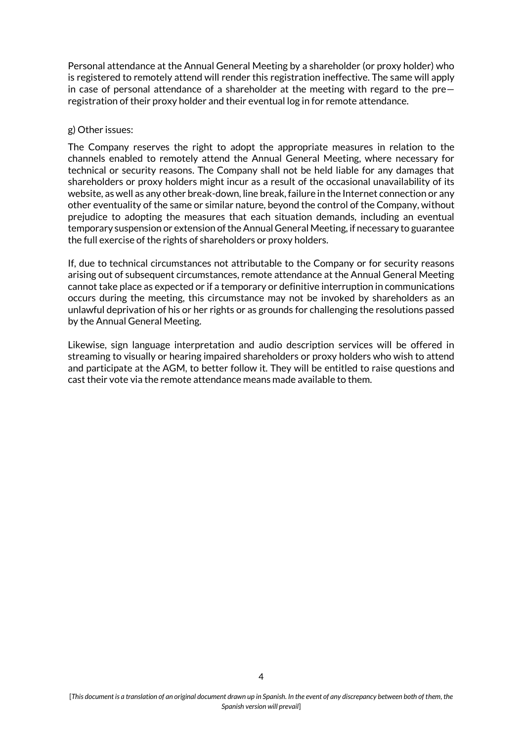Personal attendance at the Annual General Meeting by a shareholder (or proxy holder) who is registered to remotely attend will render this registration ineffective. The same will apply in case of personal attendance of a shareholder at the meeting with regard to the pre—registration of their proxy holder and their eventual log in for remote attendance.

g) Other issues:

The Company reserves the right to adopt the appropriate measures in relation to the channels enabled to remotely attend the Annual General Meeting, where necessary for technical or security reasons. The Company shall not be held liable for any damages that shareholders or proxy holders might incur as a result of the occasional unavailability of its website, as well as any other break-down, line break, failure in the Internet connection or any other eventuality of the same or similar nature, beyond the control of the Company, without prejudice to adopting the measures that each situation demands, including an eventual temporary suspension or extension of the Annual General Meeting, if necessary to guarantee the full exercise of the rights of shareholders or proxy holders.

If, due to technical circumstances not attributable to the Company or for security reasons arising out of subsequent circumstances, remote attendance at the Annual General Meeting cannot take place as expected or if a temporary or definitive interruption in communications occurs during the meeting, this circumstance may not be invoked by shareholders as an unlawful deprivation of his or her rights or as grounds for challenging the resolutions passed by the Annual General Meeting.

Likewise, sign language interpretation and audio description services will be offered in streaming to visually or hearing impaired shareholders or proxy holders who wish to attend and participate at the AGM, to better follow it. They will be entitled to raise questions and cast their vote via the remote attendance means made available to them.

[*This document is a translation of an original document drawn up in Spanish. In the event of any discrepancy between both of them, the Spanish version will prevail*]